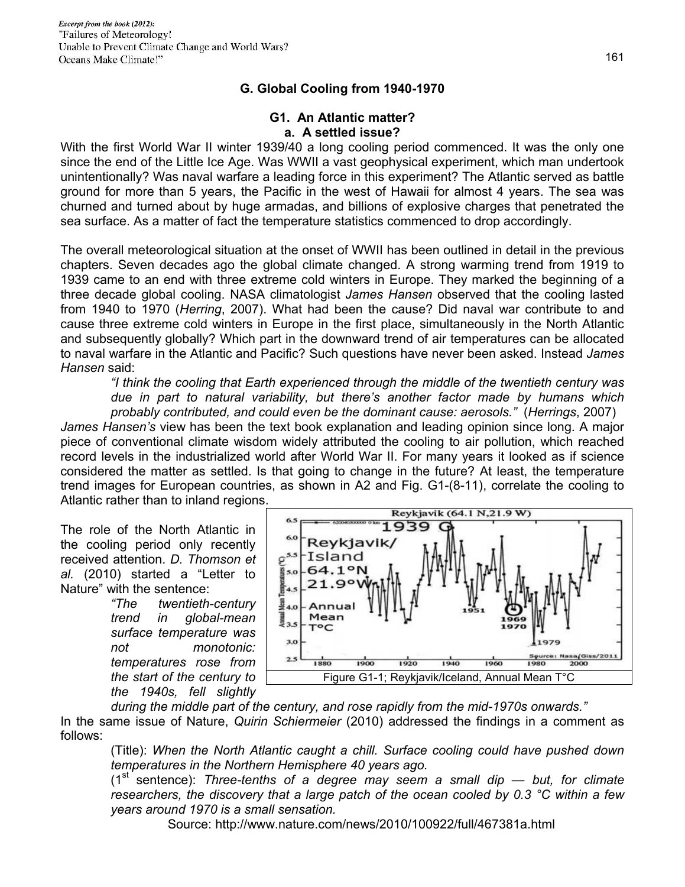*Excerpt from the book (2012):*
"Failures of Meteorology!
Unable to Prevent Climate Change and World Wars?
Oceans Make Climate!"

## G. Global Cooling from 1940-1970

### G1. An Atlantic matter?

#### a. A settled issue?

With the first World War II winter 1939/40 a long cooling period commenced. It was the only one since the end of the Little Ice Age. Was WWII a vast geophysical experiment, which man undertook unintentionally? Was naval warfare a leading force in this experiment? The Atlantic served as battle ground for more than 5 years, the Pacific in the west of Hawaii for almost 4 years. The sea was churned and turned about by huge armadas, and billions of explosive charges that penetrated the sea surface. As a matter of fact the temperature statistics commenced to drop accordingly.

The overall meteorological situation at the onset of WWII has been outlined in detail in the previous chapters. Seven decades ago the global climate changed. A strong warming trend from 1919 to 1939 came to an end with three extreme cold winters in Europe. They marked the beginning of a three decade global cooling. NASA climatologist *James Hansen* observed that the cooling lasted from 1940 to 1970 (*Herring*, 2007). What had been the cause? Did naval war contribute to and cause three extreme cold winters in Europe in the first place, simultaneously in the North Atlantic and subsequently globally? Which part in the downward trend of air temperatures can be allocated to naval warfare in the Atlantic and Pacific? Such questions have never been asked. Instead *James Hansen* said:

> *"I think the cooling that Earth experienced through the middle of the twentieth century was due in part to natural variability, but there's another factor made by humans which probably contributed, and could even be the dominant cause: aerosols."* (*Herrings*, 2007)

*James Hansen's* view has been the text book explanation and leading opinion since long. A major piece of conventional climate wisdom widely attributed the cooling to air pollution, which reached record levels in the industrialized world after World War II. For many years it looked as if science considered the matter as settled. Is that going to change in the future? At least, the temperature trend images for European countries, as shown in A2 and Fig. G1-(8-11), correlate the cooling to Atlantic rather than to inland regions.

Figure G1-1; Reykjavik/Iceland, Annual Mean T°C

The role of the North Atlantic in the cooling period only recently received attention. *D. Thomson et al.* (2010) started a "Letter to Nature" with the sentence:

> *"The twentieth-century trend in global-mean surface temperature was not monotonic: temperatures rose from the start of the century to the 1940s, fell slightly during the middle part of the century, and rose rapidly from the mid-1970s onwards."*

In the same issue of Nature, *Quirin Schiermeier* (2010) addressed the findings in a comment as follows:

> (Title): *When the North Atlantic caught a chill. Surface cooling could have pushed down temperatures in the Northern Hemisphere 40 years ago.*
>
> (1st sentence): *Three-tenths of a degree may seem a small dip — but, for climate researchers, the discovery that a large patch of the ocean cooled by 0.3 °C within a few years around 1970 is a small sensation.*

Source: http://www.nature.com/news/2010/100922/full/467381a.html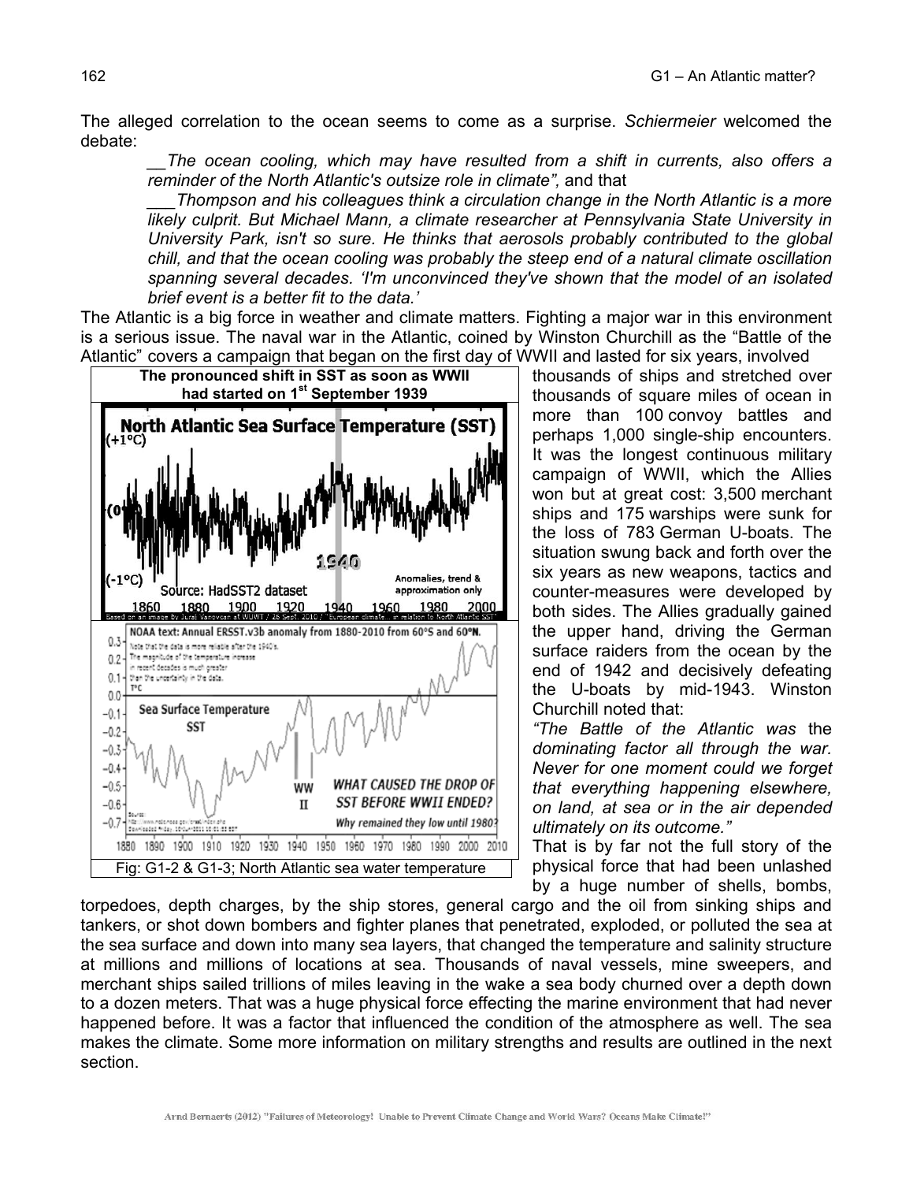The alleged correlation to the ocean seems to come as a surprise. *Schiermeier* welcomed the debate:

> __*The ocean cooling, which may have resulted from a shift in currents, also offers a reminder of the North Atlantic's outsize role in climate",* and that
>
> ___*Thompson and his colleagues think a circulation change in the North Atlantic is a more likely culprit. But Michael Mann, a climate researcher at Pennsylvania State University in University Park, isn't so sure. He thinks that aerosols probably contributed to the global chill, and that the ocean cooling was probably the steep end of a natural climate oscillation spanning several decades. 'I'm unconvinced they've shown that the model of an isolated brief event is a better fit to the data.'*

The Atlantic is a big force in weather and climate matters. Fighting a major war in this environment is a serious issue. The naval war in the Atlantic, coined by Winston Churchill as the "Battle of the Atlantic" covers a campaign that began on the first day of WWII and lasted for six years, involved thousands of ships and stretched over thousands of square miles of ocean in more than 100 convoy battles and perhaps 1,000 single-ship encounters. It was the longest continuous military campaign of WWII, which the Allies won but at great cost: 3,500 merchant ships and 175 warships were sunk for the loss of 783 German U-boats. The situation swung back and forth over the six years as new weapons, tactics and counter-measures were developed by both sides. The Allies gradually gained the upper hand, driving the German surface raiders from the ocean by the end of 1942 and decisively defeating the U-boats by mid-1943. Winston Churchill noted that:

*"The Battle of the Atlantic was* the *dominating factor all through the war. Never for one moment could we forget that everything happening elsewhere, on land, at sea or in the air depended ultimately on its outcome."*

**The pronounced shift in SST as soon as WWII had started on 1st September 1939**

Fig: G1-2 & G1-3; North Atlantic sea water temperature

That is by far not the full story of the physical force that had been unlashed by a huge number of shells, bombs, torpedoes, depth charges, by the ship stores, general cargo and the oil from sinking ships and tankers, or shot down bombers and fighter planes that penetrated, exploded, or polluted the sea at the sea surface and down into many sea layers, that changed the temperature and salinity structure at millions and millions of locations at sea. Thousands of naval vessels, mine sweepers, and merchant ships sailed trillions of miles leaving in the wake a sea body churned over a depth down to a dozen meters. That was a huge physical force effecting the marine environment that had never happened before. It was a factor that influenced the condition of the atmosphere as well. The sea makes the climate. Some more information on military strengths and results are outlined in the next section.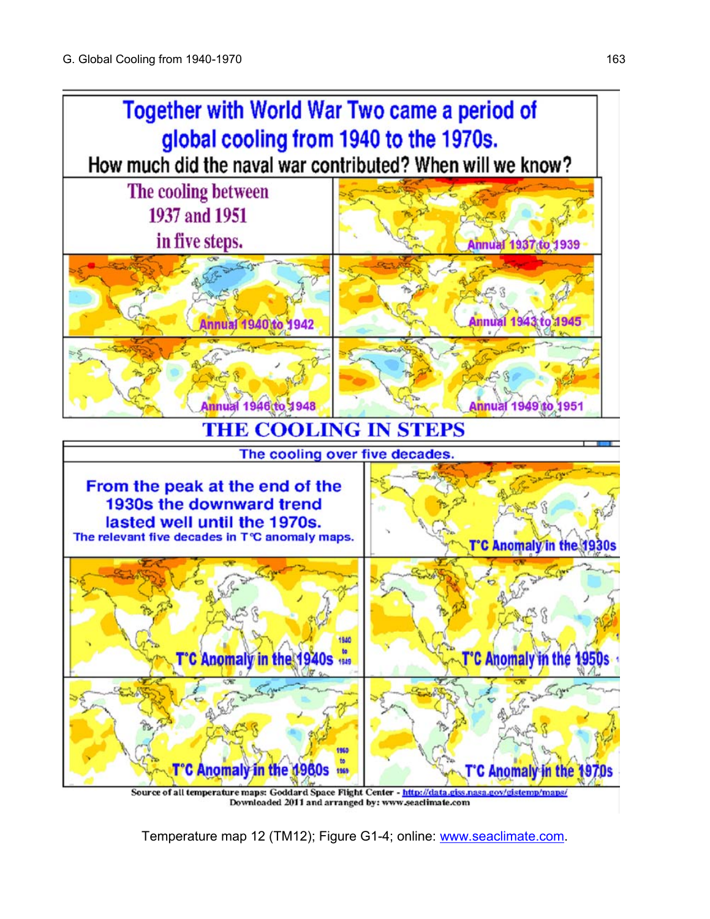Together with World War Two came a period of global cooling from 1940 to the 1970s.

How much did the naval war contributed? When will we know?

The cooling between 1937 and 1951 in five steps.

Annual 1937 to 1939

Annual 1940 to 1942

Annual 1943 to 1945

Annual 1946 to 1948

Annual 1949 to 1951

## THE COOLING IN STEPS

The cooling over five decades.

**From the peak at the end of the 1930s the downward trend lasted well until the 1970s.**

The relevant five decades in T°C anomaly maps.

T°C Anomaly in the 1930s

T°C Anomaly in the 1940s (1940 to 1949)

T°C Anomaly in the 1950s

T°C Anomaly in the 1960s (1960 to 1969)

T°C Anomaly in the 1970s

Source of all temperature maps: Goddard Space Flight Center - http://data.giss.nasa.gov/gistemp/maps/
Downloaded 2011 and arranged by: www.seaclimate.com

Temperature map 12 (TM12); Figure G1-4; online: www.seaclimate.com.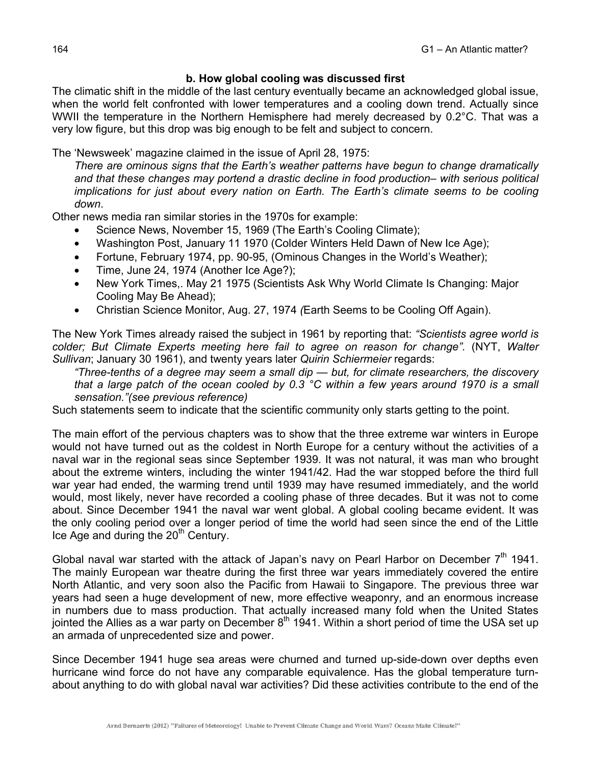### b. How global cooling was discussed first

The climatic shift in the middle of the last century eventually became an acknowledged global issue, when the world felt confronted with lower temperatures and a cooling down trend. Actually since WWII the temperature in the Northern Hemisphere had merely decreased by 0.2°C. That was a very low figure, but this drop was big enough to be felt and subject to concern.

The 'Newsweek' magazine claimed in the issue of April 28, 1975:

> *There are ominous signs that the Earth's weather patterns have begun to change dramatically and that these changes may portend a drastic decline in food production– with serious political implications for just about every nation on Earth. The Earth's climate seems to be cooling down*.

Other news media ran similar stories in the 1970s for example:

- Science News, November 15, 1969 (The Earth's Cooling Climate);
- Washington Post, January 11 1970 (Colder Winters Held Dawn of New Ice Age);
- Fortune, February 1974, pp. 90-95, (Ominous Changes in the World's Weather);
- Time, June 24, 1974 (Another Ice Age?);
- New York Times,. May 21 1975 (Scientists Ask Why World Climate Is Changing: Major Cooling May Be Ahead);
- Christian Science Monitor, Aug. 27, 1974 *(*Earth Seems to be Cooling Off Again).

The New York Times already raised the subject in 1961 by reporting that: *"Scientists agree world is colder; But Climate Experts meeting here fail to agree on reason for change".* (NYT, *Walter Sullivan*; January 30 1961), and twenty years later *Quirin Schiermeier* regards:

> *"Three-tenths of a degree may seem a small dip — but, for climate researchers, the discovery that a large patch of the ocean cooled by 0.3 °C within a few years around 1970 is a small sensation."(see previous reference)*

Such statements seem to indicate that the scientific community only starts getting to the point.

The main effort of the pervious chapters was to show that the three extreme war winters in Europe would not have turned out as the coldest in North Europe for a century without the activities of a naval war in the regional seas since September 1939. It was not natural, it was man who brought about the extreme winters, including the winter 1941/42. Had the war stopped before the third full war year had ended, the warming trend until 1939 may have resumed immediately, and the world would, most likely, never have recorded a cooling phase of three decades. But it was not to come about. Since December 1941 the naval war went global. A global cooling became evident. It was the only cooling period over a longer period of time the world had seen since the end of the Little Ice Age and during the 20th Century.

Global naval war started with the attack of Japan's navy on Pearl Harbor on December 7th 1941. The mainly European war theatre during the first three war years immediately covered the entire North Atlantic, and very soon also the Pacific from Hawaii to Singapore. The previous three war years had seen a huge development of new, more effective weaponry, and an enormous increase in numbers due to mass production. That actually increased many fold when the United States jointed the Allies as a war party on December 8th 1941. Within a short period of time the USA set up an armada of unprecedented size and power.

Since December 1941 huge sea areas were churned and turned up-side-down over depths even hurricane wind force do not have any comparable equivalence. Has the global temperature turn-about anything to do with global naval war activities? Did these activities contribute to the end of the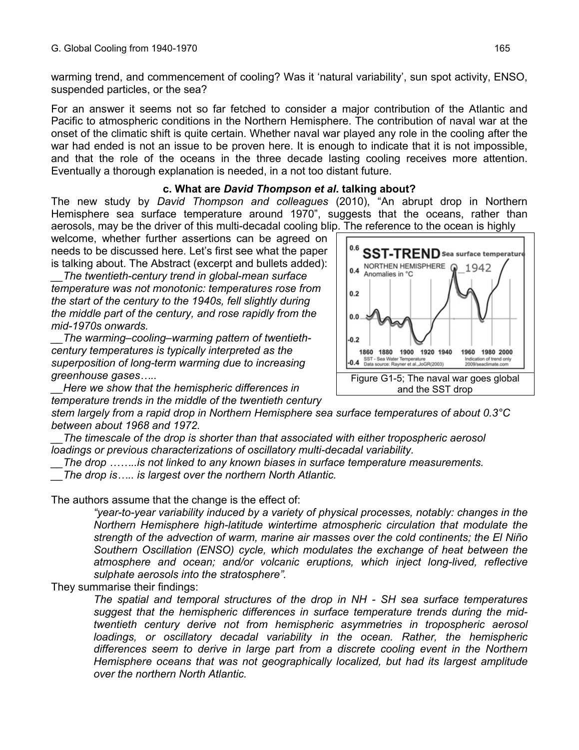warming trend, and commencement of cooling? Was it 'natural variability', sun spot activity, ENSO, suspended particles, or the sea?

For an answer it seems not so far fetched to consider a major contribution of the Atlantic and Pacific to atmospheric conditions in the Northern Hemisphere. The contribution of naval war at the onset of the climatic shift is quite certain. Whether naval war played any role in the cooling after the war had ended is not an issue to be proven here. It is enough to indicate that it is not impossible, and that the role of the oceans in the three decade lasting cooling receives more attention. Eventually a thorough explanation is needed, in a not too distant future.

### c. What are *David Thompson et al*. talking about?

The new study by *David Thompson and colleagues* (2010), "An abrupt drop in Northern Hemisphere sea surface temperature around 1970", suggests that the oceans, rather than aerosols, may be the driver of this multi-decadal cooling blip. The reference to the ocean is highly welcome, whether further assertions can be agreed on needs to be discussed here. Let's first see what the paper is talking about. The Abstract (excerpt and bullets added):

__*The twentieth-century trend in global-mean surface temperature was not monotonic: temperatures rose from the start of the century to the 1940s, fell slightly during the middle part of the century, and rose rapidly from the mid-1970s onwards.*

__*The warming–cooling–warming pattern of twentieth-century temperatures is typically interpreted as the superposition of long-term warming due to increasing greenhouse gases…..*

__*Here we show that the hemispheric differences in temperature trends in the middle of the twentieth century stem largely from a rapid drop in Northern Hemisphere sea surface temperatures of about 0.3°C between about 1968 and 1972.*

__*The timescale of the drop is shorter than that associated with either tropospheric aerosol loadings or previous characterizations of oscillatory multi-decadal variability.*

__*The drop ……..is not linked to any known biases in surface temperature measurements.*

__*The drop is….. is largest over the northern North Atlantic.*

Figure G1-5; The naval war goes global and the SST drop

The authors assume that the change is the effect of:

> *"year-to-year variability induced by a variety of physical processes, notably: changes in the Northern Hemisphere high-latitude wintertime atmospheric circulation that modulate the strength of the advection of warm, marine air masses over the cold continents; the El Niño Southern Oscillation (ENSO) cycle, which modulates the exchange of heat between the atmosphere and ocean; and/or volcanic eruptions, which inject long-lived, reflective sulphate aerosols into the stratosphere".*

They summarise their findings:

> *The spatial and temporal structures of the drop in NH - SH sea surface temperatures suggest that the hemispheric differences in surface temperature trends during the mid-twentieth century derive not from hemispheric asymmetries in tropospheric aerosol loadings, or oscillatory decadal variability in the ocean. Rather, the hemispheric differences seem to derive in large part from a discrete cooling event in the Northern Hemisphere oceans that was not geographically localized, but had its largest amplitude over the northern North Atlantic.*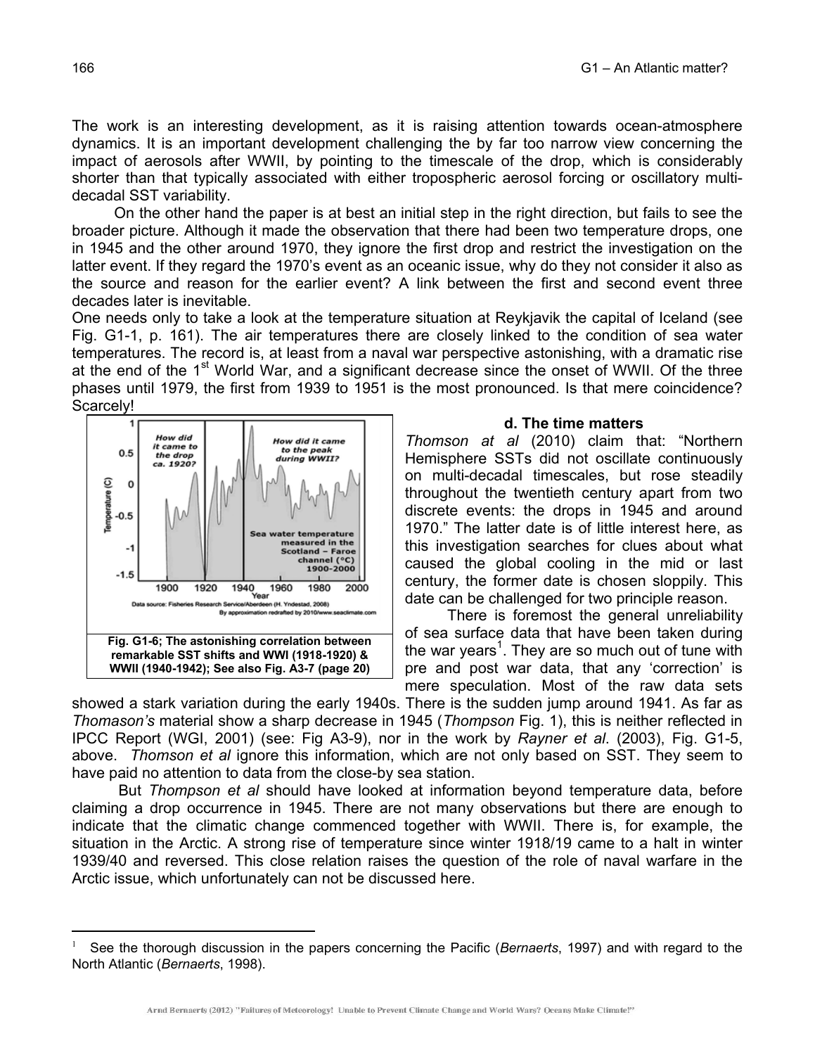The work is an interesting development, as it is raising attention towards ocean-atmosphere dynamics. It is an important development challenging the by far too narrow view concerning the impact of aerosols after WWII, by pointing to the timescale of the drop, which is considerably shorter than that typically associated with either tropospheric aerosol forcing or oscillatory multi-decadal SST variability.

On the other hand the paper is at best an initial step in the right direction, but fails to see the broader picture. Although it made the observation that there had been two temperature drops, one in 1945 and the other around 1970, they ignore the first drop and restrict the investigation on the latter event. If they regard the 1970's event as an oceanic issue, why do they not consider it also as the source and reason for the earlier event? A link between the first and second event three decades later is inevitable.

One needs only to take a look at the temperature situation at Reykjavik the capital of Iceland (see Fig. G1-1, p. 161). The air temperatures there are closely linked to the condition of sea water temperatures. The record is, at least from a naval war perspective astonishing, with a dramatic rise at the end of the 1st World War, and a significant decrease since the onset of WWII. Of the three phases until 1979, the first from 1939 to 1951 is the most pronounced. Is that mere coincidence? Scarcely!

Fig. G1-6; The astonishing correlation between remarkable SST shifts and WWI (1918-1920) & WWII (1940-1942); See also Fig. A3-7 (page 20)

### d. The time matters

*Thomson at al* (2010) claim that: "Northern Hemisphere SSTs did not oscillate continuously on multi-decadal timescales, but rose steadily throughout the twentieth century apart from two discrete events: the drops in 1945 and around 1970." The latter date is of little interest here, as this investigation searches for clues about what caused the global cooling in the mid or last century, the former date is chosen sloppily. This date can be challenged for two principle reason.

There is foremost the general unreliability of sea surface data that have been taken during the war years[1]. They are so much out of tune with pre and post war data, that any 'correction' is mere speculation. Most of the raw data sets showed a stark variation during the early 1940s. There is the sudden jump around 1941. As far as *Thomason's* material show a sharp decrease in 1945 (*Thompson* Fig. 1), this is neither reflected in IPCC Report (WGI, 2001) (see: Fig A3-9), nor in the work by *Rayner et al*. (2003), Fig. G1-5, above. *Thomson et al* ignore this information, which are not only based on SST. They seem to have paid no attention to data from the close-by sea station.

But *Thompson et al* should have looked at information beyond temperature data, before claiming a drop occurrence in 1945. There are not many observations but there are enough to indicate that the climatic change commenced together with WWII. There is, for example, the situation in the Arctic. A strong rise of temperature since winter 1918/19 came to a halt in winter 1939/40 and reversed. This close relation raises the question of the role of naval warfare in the Arctic issue, which unfortunately can not be discussed here.

---

[1] See the thorough discussion in the papers concerning the Pacific (*Bernaerts*, 1997) and with regard to the North Atlantic (*Bernaerts*, 1998).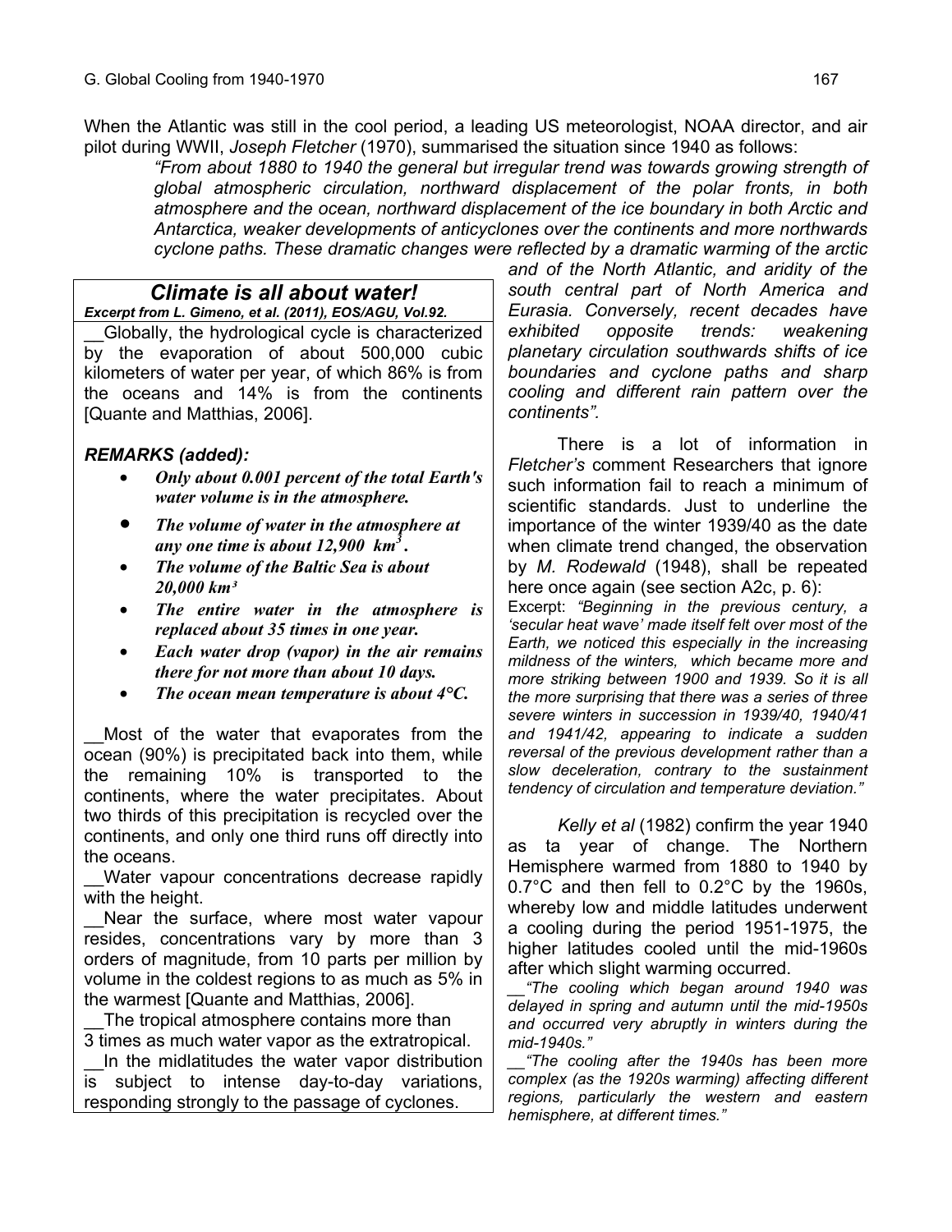When the Atlantic was still in the cool period, a leading US meteorologist, NOAA director, and air pilot during WWII, *Joseph Fletcher* (1970), summarised the situation since 1940 as follows:

> *"From about 1880 to 1940 the general but irregular trend was towards growing strength of global atmospheric circulation, northward displacement of the polar fronts, in both atmosphere and the ocean, northward displacement of the ice boundary in both Arctic and Antarctica, weaker developments of anticyclones over the continents and more northwards cyclone paths. These dramatic changes were reflected by a dramatic warming of the arctic and of the North Atlantic, and aridity of the south central part of North America and Eurasia. Conversely, recent decades have exhibited opposite trends: weakening planetary circulation southwards shifts of ice boundaries and cyclone paths and sharp cooling and different rain pattern over the continents".*

There is a lot of information in *Fletcher's* comment Researchers that ignore such information fail to reach a minimum of scientific standards. Just to underline the importance of the winter 1939/40 as the date when climate trend changed, the observation by *M. Rodewald* (1948), shall be repeated here once again (see section A2c, p. 6):

Excerpt: *"Beginning in the previous century, a 'secular heat wave' made itself felt over most of the Earth, we noticed this especially in the increasing mildness of the winters, which became more and more striking between 1900 and 1939. So it is all the more surprising that there was a series of three severe winters in succession in 1939/40, 1940/41 and 1941/42, appearing to indicate a sudden reversal of the previous development rather than a slow deceleration, contrary to the sustainment tendency of circulation and temperature deviation."*

*Kelly et al* (1982) confirm the year 1940 as ta year of change. The Northern Hemisphere warmed from 1880 to 1940 by 0.7°C and then fell to 0.2°C by the 1960s, whereby low and middle latitudes underwent a cooling during the period 1951-1975, the higher latitudes cooled until the mid-1960s after which slight warming occurred.

__*"The cooling which began around 1940 was delayed in spring and autumn until the mid-1950s and occurred very abruptly in winters during the mid-1940s."*

__*"The cooling after the 1940s has been more complex (as the 1920s warming) affecting different regions, particularly the western and eastern hemisphere, at different times."*

---

### *Climate is all about water!*

***Excerpt from L. Gimeno, et al. (2011), EOS/AGU, Vol.92.***

__Globally, the hydrological cycle is characterized by the evaporation of about 500,000 cubic kilometers of water per year, of which 86% is from the oceans and 14% is from the continents [Quante and Matthias, 2006].

***REMARKS (added):***

- ***Only about 0.001 percent of the total Earth's water volume is in the atmosphere.***
- ***The volume of water in the atmosphere at any one time is about 12,900 km³.***
- ***The volume of the Baltic Sea is about 20,000 km³***
- ***The entire water in the atmosphere is replaced about 35 times in one year.***
- ***Each water drop (vapor) in the air remains there for not more than about 10 days.***
- ***The ocean mean temperature is about 4°C.***

__Most of the water that evaporates from the ocean (90%) is precipitated back into them, while the remaining 10% is transported to the continents, where the water precipitates. About two thirds of this precipitation is recycled over the continents, and only one third runs off directly into the oceans.

__Water vapour concentrations decrease rapidly with the height.

__Near the surface, where most water vapour resides, concentrations vary by more than 3 orders of magnitude, from 10 parts per million by volume in the coldest regions to as much as 5% in the warmest [Quante and Matthias, 2006].

__The tropical atmosphere contains more than 3 times as much water vapor as the extratropical.

__In the midlatitudes the water vapor distribution is subject to intense day-to-day variations, responding strongly to the passage of cyclones.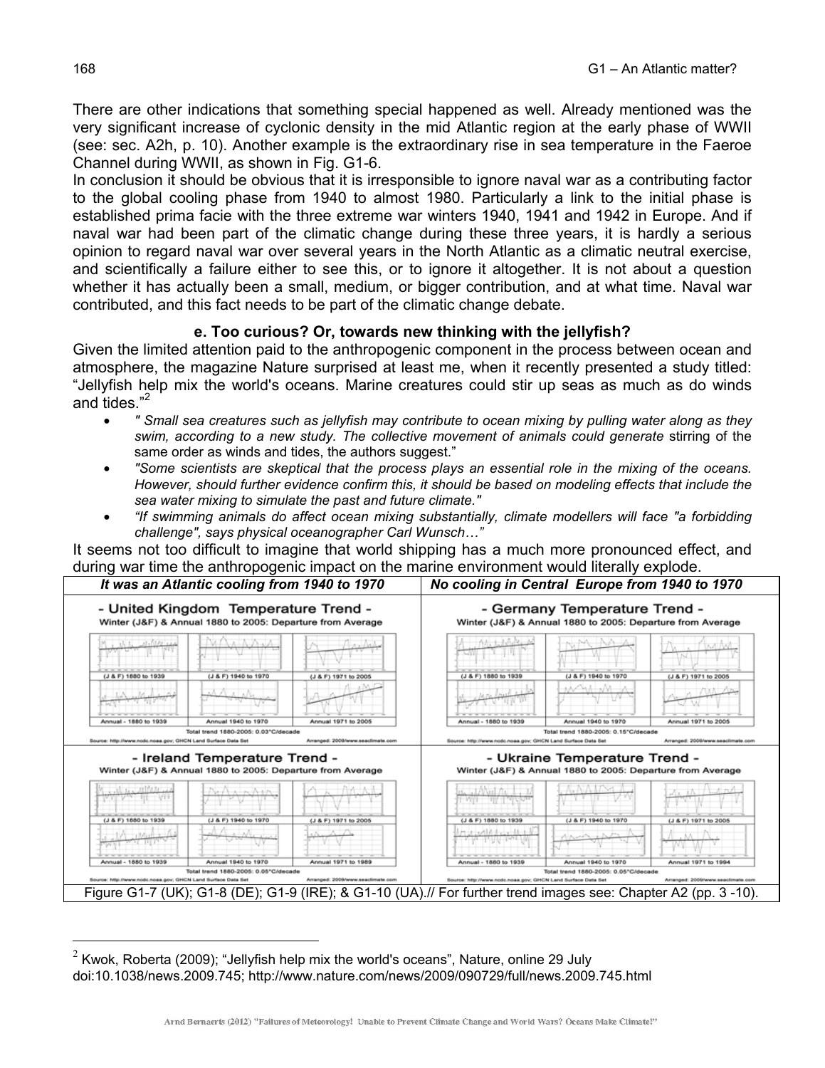There are other indications that something special happened as well. Already mentioned was the very significant increase of cyclonic density in the mid Atlantic region at the early phase of WWII (see: sec. A2h, p. 10). Another example is the extraordinary rise in sea temperature in the Faeroe Channel during WWII, as shown in Fig. G1-6.

In conclusion it should be obvious that it is irresponsible to ignore naval war as a contributing factor to the global cooling phase from 1940 to almost 1980. Particularly a link to the initial phase is established prima facie with the three extreme war winters 1940, 1941 and 1942 in Europe. And if naval war had been part of the climatic change during these three years, it is hardly a serious opinion to regard naval war over several years in the North Atlantic as a climatic neutral exercise, and scientifically a failure either to see this, or to ignore it altogether. It is not about a question whether it has actually been a small, medium, or bigger contribution, and at what time. Naval war contributed, and this fact needs to be part of the climatic change debate.

### e. Too curious? Or, towards new thinking with the jellyfish?

Given the limited attention paid to the anthropogenic component in the process between ocean and atmosphere, the magazine Nature surprised at least me, when it recently presented a study titled: "Jellyfish help mix the world's oceans. Marine creatures could stir up seas as much as do winds and tides."[2]

- *" Small sea creatures such as jellyfish may contribute to ocean mixing by pulling water along as they swim, according to a new study. The collective movement of animals could generate* stirring of the same order as winds and tides, the authors suggest."
- *"Some scientists are skeptical that the process plays an essential role in the mixing of the oceans. However, should further evidence confirm this, it should be based on modeling effects that include the sea water mixing to simulate the past and future climate."*
- *"If swimming animals do affect ocean mixing substantially, climate modellers will face "a forbidding challenge", says physical oceanographer Carl Wunsch…"*

It seems not too difficult to imagine that world shipping has a much more pronounced effect, and during war time the anthropogenic impact on the marine environment would literally explode.

*It was an Atlantic cooling from 1940 to 1970*

*No cooling in Central Europe from 1940 to 1970*

- United Kingdom Temperature Trend -
Winter (J&F) & Annual 1880 to 2005: Departure from Average
(J & F) 1880 to 1939
(J & F) 1940 to 1970
(J & F) 1971 to 2005
Annual - 1880 to 1939
Annual 1940 to 1970
Annual 1971 to 2005
Total trend 1880-2005: 0.03°C/decade
Source: http://www.ncdc.noaa.gov; GHCN Land Surface Data Set
Arranged: 2009/www.seaclimate.com

- Germany Temperature Trend -
Winter (J&F) & Annual 1880 to 2005: Departure from Average
(J & F) 1880 to 1939
(J & F) 1940 to 1970
(J & F) 1971 to 2005
Annual - 1880 to 1939
Annual 1940 to 1970
Annual 1971 to 2005
Total trend 1880-2005: 0.15°C/decade
Source: http://www.ncdc.noaa.gov; GHCN Land Surface Data Set
Arranged: 2009/www.seaclimate.com

- Ireland Temperature Trend -
Winter (J&F) & Annual 1880 to 2005: Departure from Average
(J & F) 1880 to 1939
(J & F) 1940 to 1970
(J & F) 1971 to 2005
Annual - 1880 to 1939
Annual 1940 to 1970
Annual 1971 to 1989
Total trend 1880-2005: 0.05°C/decade
Source: http://www.ncdc.noaa.gov; GHCN Land Surface Data Set
Arranged: 2009/www.seaclimate.com

- Ukraine Temperature Trend -
Winter (J&F) & Annual 1880 to 2005: Departure from Average
(J & F) 1880 to 1939
(J & F) 1940 to 1970
(J & F) 1971 to 2005
Annual - 1880 to 1939
Annual 1940 to 1970
Annual 1971 to 1994
Total trend 1880-2005: 0.05°C/decade
Source: http://www.ncdc.noaa.gov; GHCN Land Surface Data Set
Arranged: 2009/www.seaclimate.com

Figure G1-7 (UK); G1-8 (DE); G1-9 (IRE); & G1-10 (UA).// For further trend images see: Chapter A2 (pp. 3 -10).

---

[2] Kwok, Roberta (2009); "Jellyfish help mix the world's oceans", Nature, online 29 July doi:10.1038/news.2009.745; http://www.nature.com/news/2009/090729/full/news.2009.745.html